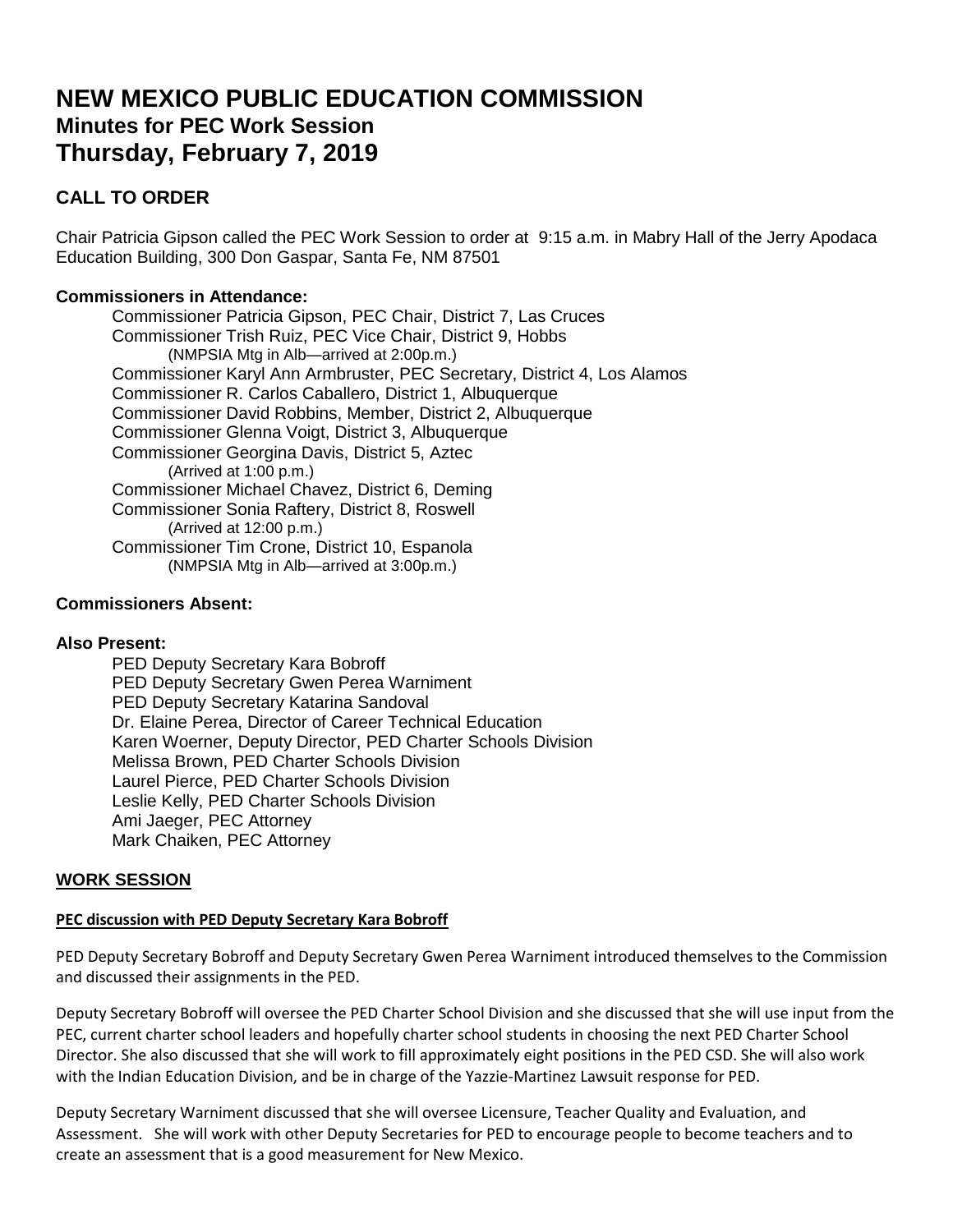# NEW MEXICO PUBLIC EDUCATION COMMISSION
## Minutes for PEC Work Session
## Thursday, February 7, 2019

### CALL TO ORDER

Chair Patricia Gipson called the PEC Work Session to order at 9:15 a.m. in Mabry Hall of the Jerry Apodaca Education Building, 300 Don Gaspar, Santa Fe, NM 87501

**Commissioners in Attendance:**

Commissioner Patricia Gipson, PEC Chair, District 7, Las Cruces
Commissioner Trish Ruiz, PEC Vice Chair, District 9, Hobbs
(NMPSIA Mtg in Alb—arrived at 2:00p.m.)
Commissioner Karyl Ann Armbruster, PEC Secretary, District 4, Los Alamos
Commissioner R. Carlos Caballero, District 1, Albuquerque
Commissioner David Robbins, Member, District 2, Albuquerque
Commissioner Glenna Voigt, District 3, Albuquerque
Commissioner Georgina Davis, District 5, Aztec
(Arrived at 1:00 p.m.)
Commissioner Michael Chavez, District 6, Deming
Commissioner Sonia Raftery, District 8, Roswell
(Arrived at 12:00 p.m.)
Commissioner Tim Crone, District 10, Espanola
(NMPSIA Mtg in Alb—arrived at 3:00p.m.)

**Commissioners Absent:**

**Also Present:**

PED Deputy Secretary Kara Bobroff
PED Deputy Secretary Gwen Perea Warniment
PED Deputy Secretary Katarina Sandoval
Dr. Elaine Perea, Director of Career Technical Education
Karen Woerner, Deputy Director, PED Charter Schools Division
Melissa Brown, PED Charter Schools Division
Laurel Pierce, PED Charter Schools Division
Leslie Kelly, PED Charter Schools Division
Ami Jaeger, PEC Attorney
Mark Chaiken, PEC Attorney

### WORK SESSION

**PEC discussion with PED Deputy Secretary Kara Bobroff**

PED Deputy Secretary Bobroff and Deputy Secretary Gwen Perea Warniment introduced themselves to the Commission and discussed their assignments in the PED.

Deputy Secretary Bobroff will oversee the PED Charter School Division and she discussed that she will use input from the PEC, current charter school leaders and hopefully charter school students in choosing the next PED Charter School Director. She also discussed that she will work to fill approximately eight positions in the PED CSD. She will also work with the Indian Education Division, and be in charge of the Yazzie-Martinez Lawsuit response for PED.

Deputy Secretary Warniment discussed that she will oversee Licensure, Teacher Quality and Evaluation, and Assessment. She will work with other Deputy Secretaries for PED to encourage people to become teachers and to create an assessment that is a good measurement for New Mexico.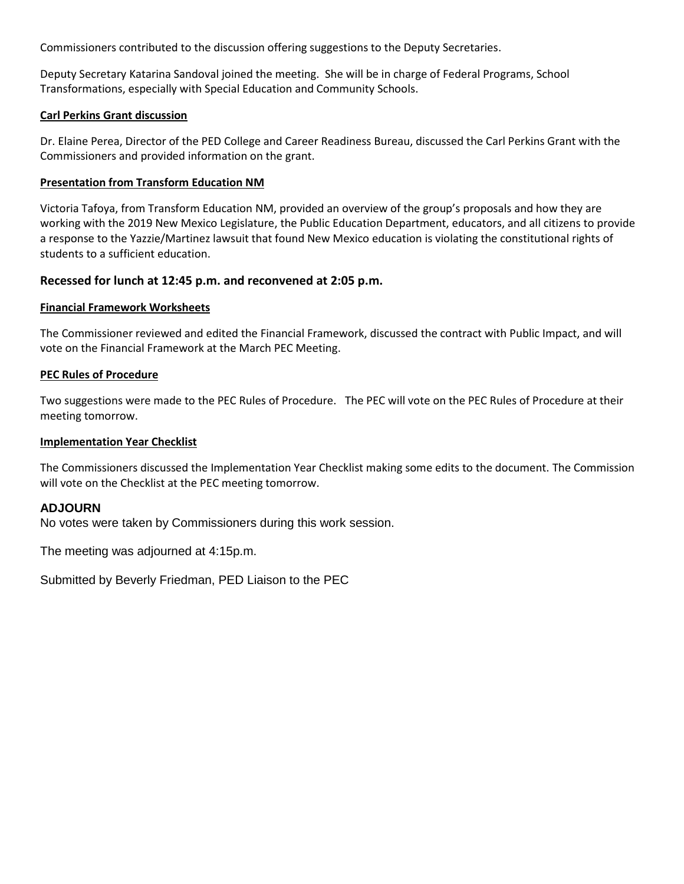Commissioners contributed to the discussion offering suggestions to the Deputy Secretaries.

Deputy Secretary Katarina Sandoval joined the meeting. She will be in charge of Federal Programs, School Transformations, especially with Special Education and Community Schools.

**Carl Perkins Grant discussion**

Dr. Elaine Perea, Director of the PED College and Career Readiness Bureau, discussed the Carl Perkins Grant with the Commissioners and provided information on the grant.

**Presentation from Transform Education NM**

Victoria Tafoya, from Transform Education NM, provided an overview of the group's proposals and how they are working with the 2019 New Mexico Legislature, the Public Education Department, educators, and all citizens to provide a response to the Yazzie/Martinez lawsuit that found New Mexico education is violating the constitutional rights of students to a sufficient education.

### Recessed for lunch at 12:45 p.m. and reconvened at 2:05 p.m.

**Financial Framework Worksheets**

The Commissioner reviewed and edited the Financial Framework, discussed the contract with Public Impact, and will vote on the Financial Framework at the March PEC Meeting.

**PEC Rules of Procedure**

Two suggestions were made to the PEC Rules of Procedure. The PEC will vote on the PEC Rules of Procedure at their meeting tomorrow.

**Implementation Year Checklist**

The Commissioners discussed the Implementation Year Checklist making some edits to the document. The Commission will vote on the Checklist at the PEC meeting tomorrow.

## ADJOURN

No votes were taken by Commissioners during this work session.

The meeting was adjourned at 4:15p.m.

Submitted by Beverly Friedman, PED Liaison to the PEC